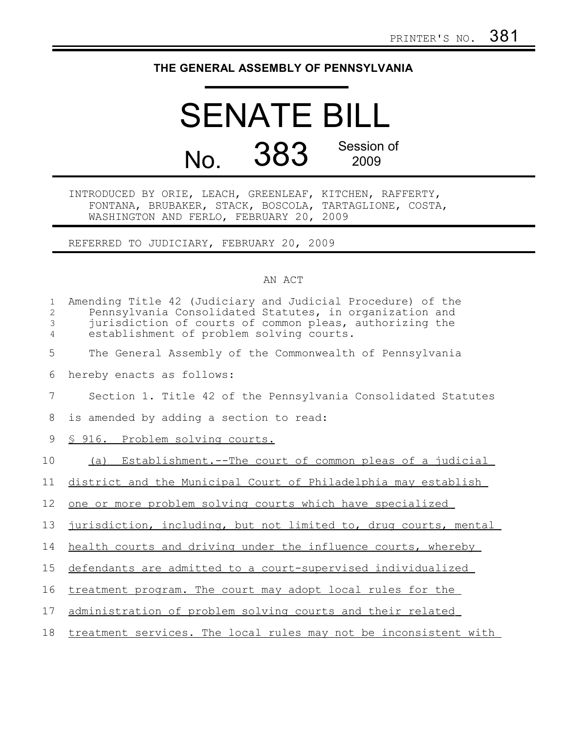PRINTER'S NO. 381

# THE GENERAL ASSEMBLY OF PENNSYLVANIA

# SENATE BILL

## No. 383 Session of 2009

INTRODUCED BY ORIE, LEACH, GREENLEAF, KITCHEN, RAFFERTY, FONTANA, BRUBAKER, STACK, BOSCOLA, TARTAGLIONE, COSTA, WASHINGTON AND FERLO, FEBRUARY 20, 2009

REFERRED TO JUDICIARY, FEBRUARY 20, 2009

AN ACT

Amending Title 42 (Judiciary and Judicial Procedure) of the Pennsylvania Consolidated Statutes, in organization and jurisdiction of courts of common pleas, authorizing the establishment of problem solving courts.

The General Assembly of the Commonwealth of Pennsylvania hereby enacts as follows:

Section 1. Title 42 of the Pennsylvania Consolidated Statutes is amended by adding a section to read:

§ 916. Problem solving courts.

(a) Establishment.--The court of common pleas of a judicial district and the Municipal Court of Philadelphia may establish one or more problem solving courts which have specialized jurisdiction, including, but not limited to, drug courts, mental health courts and driving under the influence courts, whereby defendants are admitted to a court-supervised individualized treatment program. The court may adopt local rules for the administration of problem solving courts and their related treatment services. The local rules may not be inconsistent with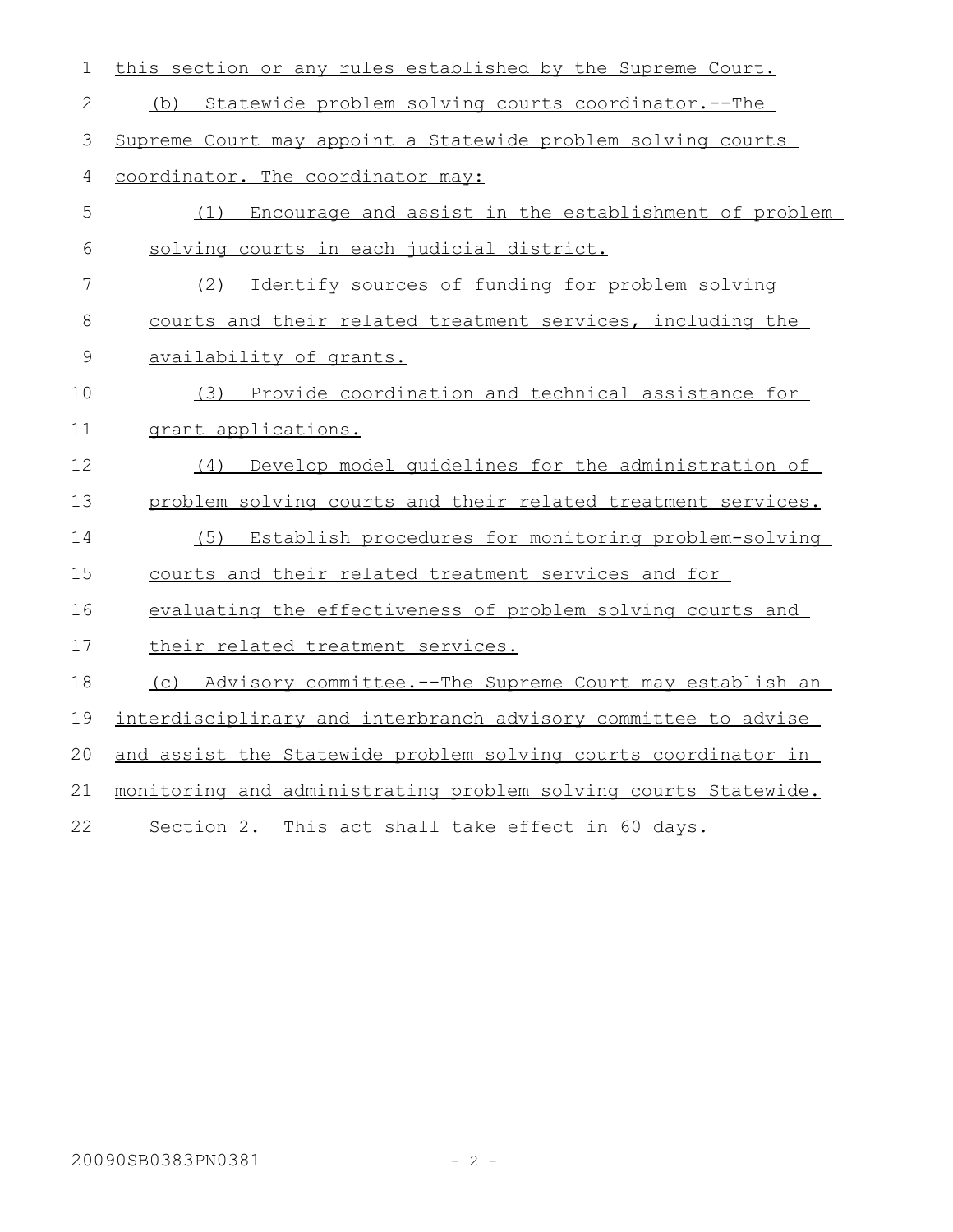this section or any rules established by the Supreme Court.

(b) Statewide problem solving courts coordinator.--The Supreme Court may appoint a Statewide problem solving courts coordinator. The coordinator may:

(1) Encourage and assist in the establishment of problem solving courts in each judicial district.

(2) Identify sources of funding for problem solving courts and their related treatment services, including the availability of grants.

(3) Provide coordination and technical assistance for grant applications.

(4) Develop model guidelines for the administration of problem solving courts and their related treatment services.

(5) Establish procedures for monitoring problem-solving courts and their related treatment services and for evaluating the effectiveness of problem solving courts and their related treatment services.

(c) Advisory committee.--The Supreme Court may establish an interdisciplinary and interbranch advisory committee to advise and assist the Statewide problem solving courts coordinator in monitoring and administrating problem solving courts Statewide.

Section 2. This act shall take effect in 60 days.